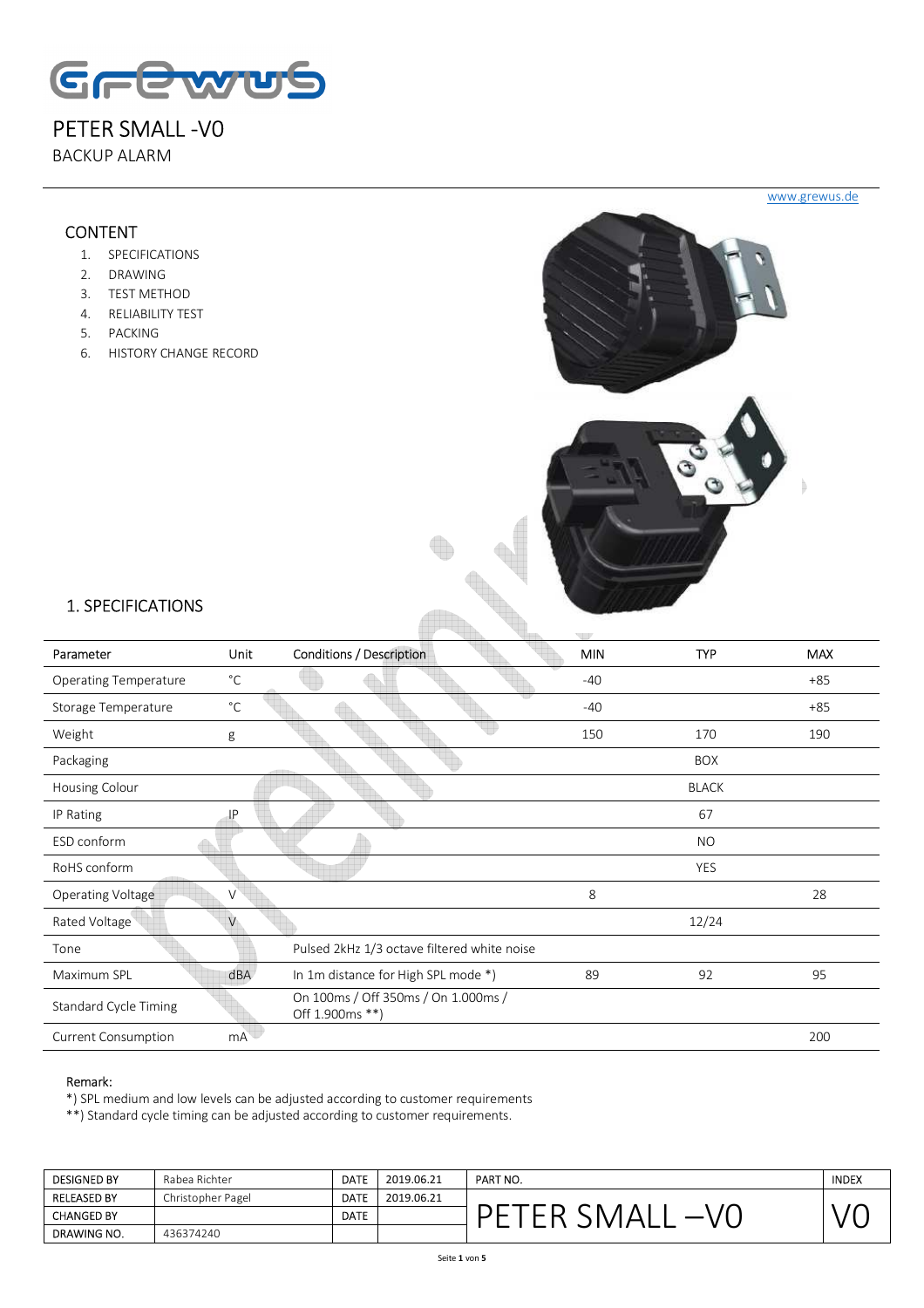# PETER SMALL -V0

BACKUP ALARM

www.grewus.de

## CONTENT

1. SPECIFICATIONS
2. DRAWING
3. TEST METHOD
4. RELIABILITY TEST
5. PACKING
6. HISTORY CHANGE RECORD

## 1. SPECIFICATIONS

| Parameter | Unit | Conditions / Description | MIN | TYP | MAX |
|---|---|---|---|---|---|
| Operating Temperature | °C | | -40 | | +85 |
| Storage Temperature | °C | | -40 | | +85 |
| Weight | g | | 150 | 170 | 190 |
| Packaging | | | | BOX | |
| Housing Colour | | | | BLACK | |
| IP Rating | IP | | | 67 | |
| ESD conform | | | | NO | |
| RoHS conform | | | | YES | |
| Operating Voltage | V | | 8 | | 28 |
| Rated Voltage | V | | | 12/24 | |
| Tone | | Pulsed 2kHz 1/3 octave filtered white noise | | | |
| Maximum SPL | dBA | In 1m distance for High SPL mode *) | 89 | 92 | 95 |
| Standard Cycle Timing | | On 100ms / Off 350ms / On 1.000ms / Off 1.900ms **) | | | |
| Current Consumption | mA | | | | 200 |

Remark:
*) SPL medium and low levels can be adjusted according to customer requirements
**) Standard cycle timing can be adjusted according to customer requirements.

| DESIGNED BY | Rabea Richter | DATE | 2019.06.21 | PART NO. | INDEX |
|---|---|---|---|---|---|
| RELEASED BY | Christopher Pagel | DATE | 2019.06.21 | PETER SMALL –V0 | V0 |
| CHANGED BY | | DATE | | | |
| DRAWING NO. | 436374240 | | | | |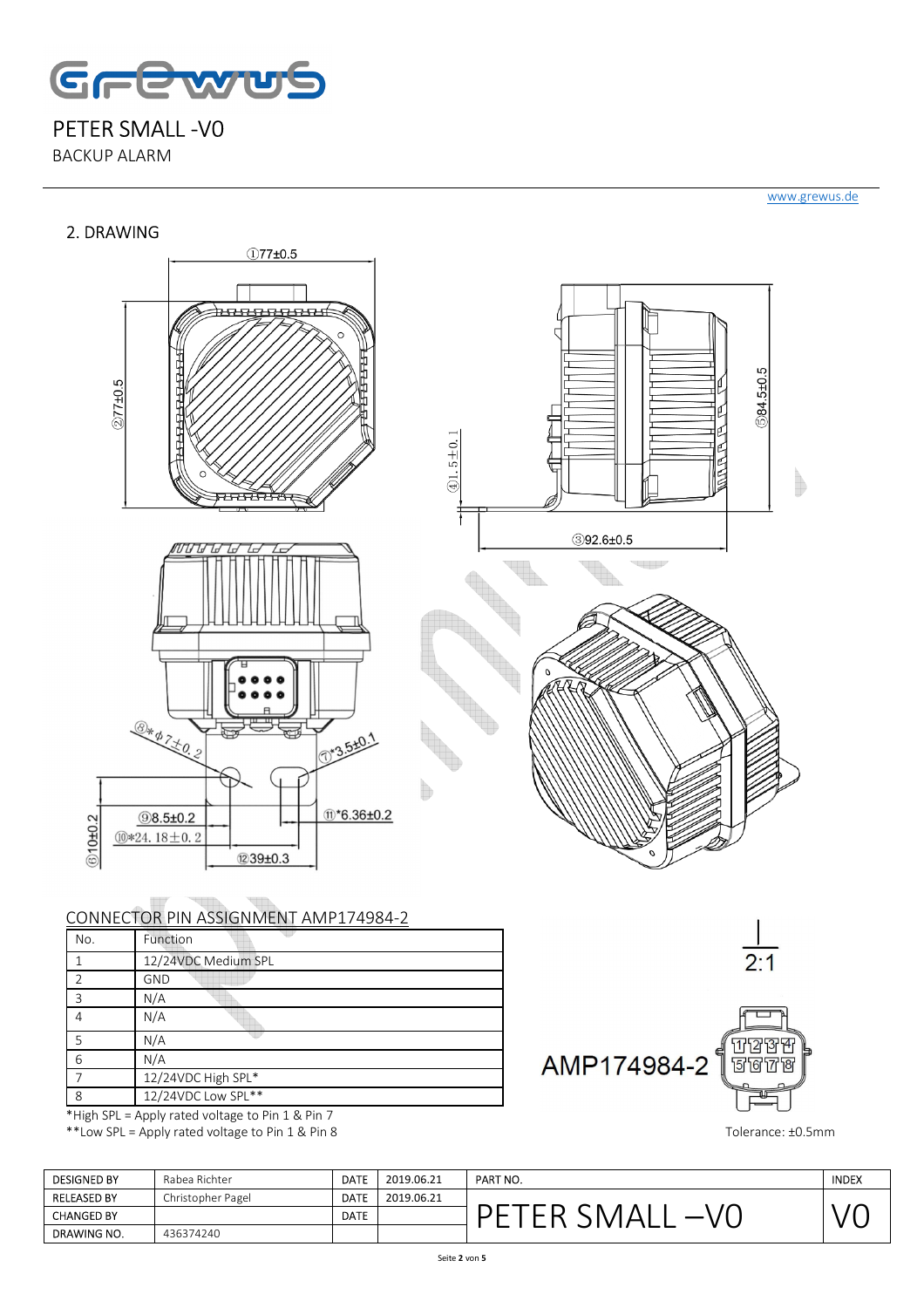PETER SMALL -V0

BACKUP ALARM

www.grewus.de

## 2. DRAWING

①77±0.5

②77±0.5

③92.6±0.5

④1.5±0.1

⑤84.5±0.5

⑥10±0.2

⑦*3.5±0.1

⑧*φ7±0.2

⑨8.5±0.2

⑩*24.18±0.2

⑪*6.36±0.2

⑫39±0.3

### CONNECTOR PIN ASSIGNMENT AMP174984-2

| No. | Function |
|---|---|
| 1 | 12/24VDC Medium SPL |
| 2 | GND |
| 3 | N/A |
| 4 | N/A |
| 5 | N/A |
| 6 | N/A |
| 7 | 12/24VDC High SPL* |
| 8 | 12/24VDC Low SPL** |

*High SPL = Apply rated voltage to Pin 1 & Pin 7

**Low SPL = Apply rated voltage to Pin 1 & Pin 8

2:1

AMP174984-2

Tolerance: ±0.5mm

| DESIGNED BY | Rabea Richter | DATE | 2019.06.21 | PART NO. | INDEX |
|---|---|---|---|---|---|
| RELEASED BY | Christopher Pagel | DATE | 2019.06.21 | PETER SMALL –V0 | V0 |
| CHANGED BY | | DATE | | | |
| DRAWING NO. | 436374240 | | | | |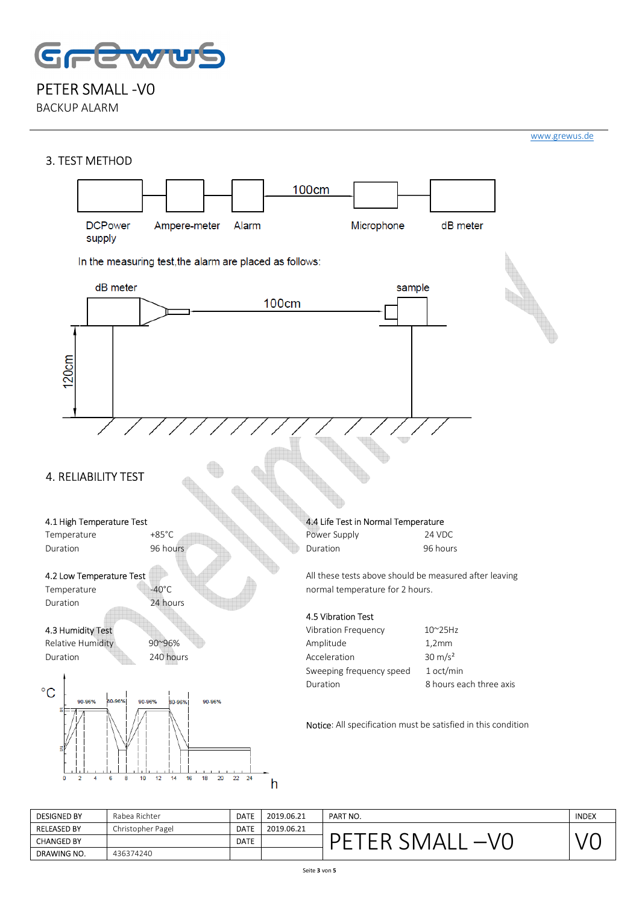PETER SMALL -V0

BACKUP ALARM

www.grewus.de

## 3. TEST METHOD

DCPower supply — Ampere-meter — Alarm — 100cm — Microphone — dB meter

In the measuring test,the alarm are placed as follows:

dB meter — 100cm — sample

120cm

## 4. RELIABILITY TEST

**4.1 High Temperature Test**

| | |
|---|---|
| Temperature | +85°C |
| Duration | 96 hours |

**4.2 Low Temperature Test**

| | |
|---|---|
| Temperature | -40°C |
| Duration | 24 hours |

**4.3 Humidity Test**

| | |
|---|---|
| Relative Humidity | 90~96% |
| Duration | 240 hours |

°C

90-96% | 80-96% | 90-96% | 80-96% | 90-96%

0 2 4 6 8 10 12 14 16 18 20 22 24 h

**4.4 Life Test in Normal Temperature**

| | |
|---|---|
| Power Supply | 24 VDC |
| Duration | 96 hours |

All these tests above should be measured after leaving normal temperature for 2 hours.

**4.5 Vibration Test**

| | |
|---|---|
| Vibration Frequency | 10~25Hz |
| Amplitude | 1,2mm |
| Acceleration | 30 m/s² |
| Sweeping frequency speed | 1 oct/min |
| Duration | 8 hours each three axis |

Notice: All specification must be satisfied in this condition

| | | | | | |
|---|---|---|---|---|---|
| DESIGNED BY | Rabea Richter | DATE | 2019.06.21 | PART NO. | INDEX |
| RELEASED BY | Christopher Pagel | DATE | 2019.06.21 | PETER SMALL –V0 | V0 |
| CHANGED BY | | DATE | | | |
| DRAWING NO. | 436374240 | | | | |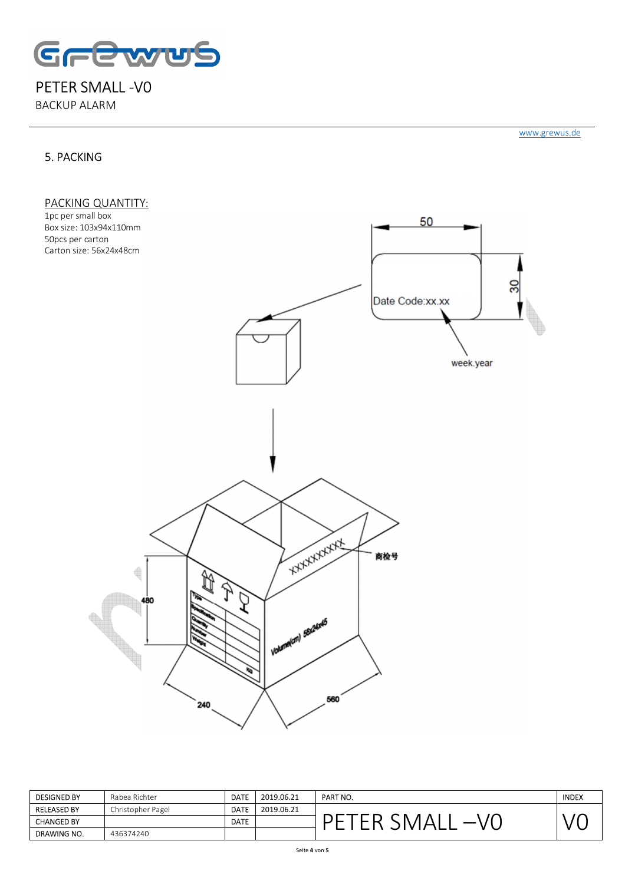# PETER SMALL -V0

BACKUP ALARM

www.grewus.de

## 5. PACKING

PACKING QUANTITY:

1pc per small box
Box size: 103x94x110mm
50pcs per carton
Carton size: 56x24x48cm

50

30

Date Code:xx.xx

week.year

XXXXXXXXX

商检号

480

Volume(cm) 56x24x45

240

560

| DESIGNED BY | Rabea Richter | DATE | 2019.06.21 | PART NO. | INDEX |
|---|---|---|---|---|---|
| RELEASED BY | Christopher Pagel | DATE | 2019.06.21 | PETER SMALL –V0 | V0 |
| CHANGED BY | | DATE | | | |
| DRAWING NO. | 436374240 | | | | |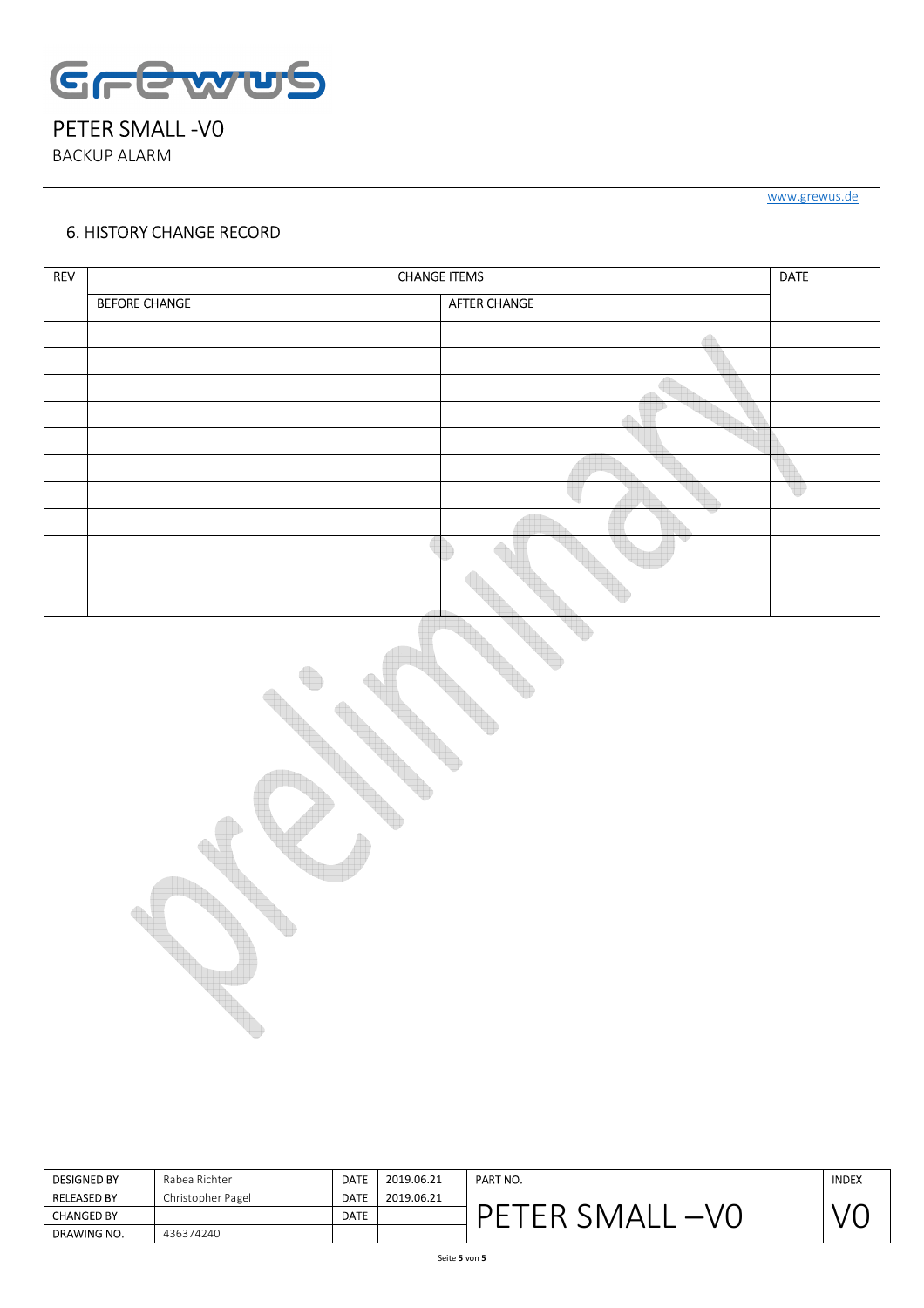## 6. HISTORY CHANGE RECORD

| REV | CHANGE ITEMS | | DATE |
|---|---|---|---|
| | BEFORE CHANGE | AFTER CHANGE | |
| | | | |
| | | | |
| | | | |
| | | | |
| | | | |
| | | | |
| | | | |
| | | | |
| | | | |
| | | | |
| | | | |

preliminary

| DESIGNED BY | Rabea Richter | DATE | 2019.06.21 | PART NO. | INDEX |
|---|---|---|---|---|---|
| RELEASED BY | Christopher Pagel | DATE | 2019.06.21 | PETER SMALL –V0 | V0 |
| CHANGED BY | | DATE | | | |
| DRAWING NO. | 436374240 | | | | |